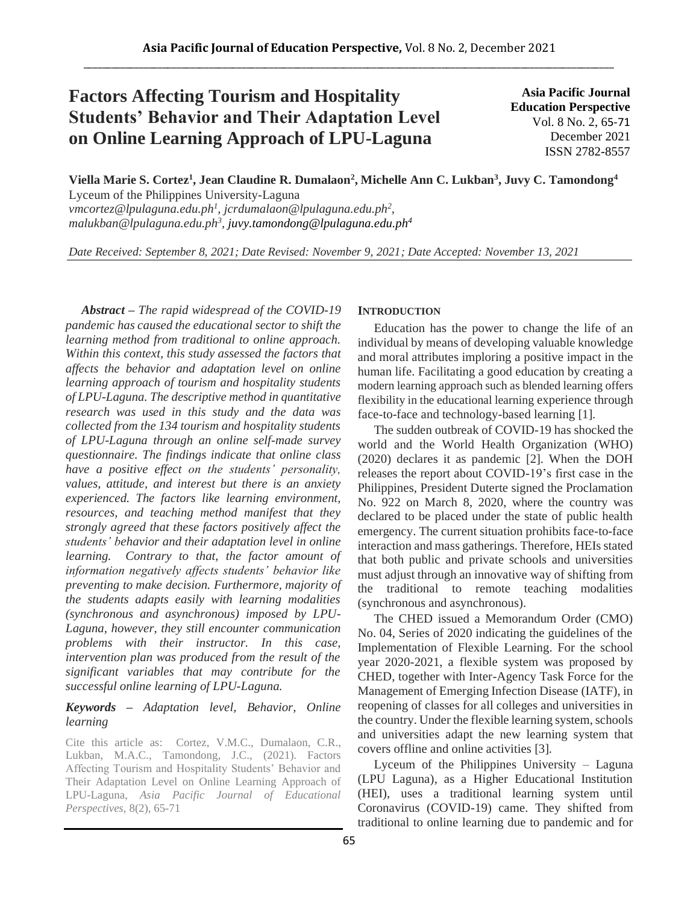# Factors Affecting Tourism and Hospitality Students' Behavior and Their Adaptation Level on Online Learning Approach of LPU-Laguna

**Asia Pacific Journal Education Perspective**
Vol. 8 No. 2, 65-71
December 2021
ISSN 2782-8557

**Viella Marie S. Cortez[1], Jean Claudine R. Dumalaon[2], Michelle Ann C. Lukban[3], Juvy C. Tamondong[4]**
Lyceum of the Philippines University-Laguna
*vmcortez@lpulaguna.edu.ph[1], jcrdumalaon@lpulaguna.edu.ph[2], malukban@lpulaguna.edu.ph[3], juvy.tamondong@lpulaguna.edu.ph[4]*

*Date Received: September 8, 2021; Date Revised: November 9, 2021; Date Accepted: November 13, 2021*

***Abstract** – The rapid widespread of the COVID-19 pandemic has caused the educational sector to shift the learning method from traditional to online approach. Within this context, this study assessed the factors that affects the behavior and adaptation level on online learning approach of tourism and hospitality students of LPU-Laguna. The descriptive method in quantitative research was used in this study and the data was collected from the 134 tourism and hospitality students of LPU-Laguna through an online self-made survey questionnaire. The findings indicate that online class have a positive effect on the students' personality, values, attitude, and interest but there is an anxiety experienced. The factors like learning environment, resources, and teaching method manifest that they strongly agreed that these factors positively affect the students' behavior and their adaptation level in online learning. Contrary to that, the factor amount of information negatively affects students' behavior like preventing to make decision. Furthermore, majority of the students adapts easily with learning modalities (synchronous and asynchronous) imposed by LPU-Laguna, however, they still encounter communication problems with their instructor. In this case, intervention plan was produced from the result of the significant variables that may contribute for the successful online learning of LPU-Laguna.*

***Keywords** – Adaptation level, Behavior, Online learning*

Cite this article as: Cortez, V.M.C., Dumalaon, C.R., Lukban, M.A.C., Tamondong, J.C., (2021). Factors Affecting Tourism and Hospitality Students' Behavior and Their Adaptation Level on Online Learning Approach of LPU-Laguna, *Asia Pacific Journal of Educational Perspectives,* 8(2), 65-71

## INTRODUCTION

Education has the power to change the life of an individual by means of developing valuable knowledge and moral attributes imploring a positive impact in the human life. Facilitating a good education by creating a modern learning approach such as blended learning offers flexibility in the educational learning experience through face-to-face and technology-based learning [1].

The sudden outbreak of COVID-19 has shocked the world and the World Health Organization (WHO) (2020) declares it as pandemic [2]. When the DOH releases the report about COVID-19's first case in the Philippines, President Duterte signed the Proclamation No. 922 on March 8, 2020, where the country was declared to be placed under the state of public health emergency. The current situation prohibits face-to-face interaction and mass gatherings. Therefore, HEIs stated that both public and private schools and universities must adjust through an innovative way of shifting from the traditional to remote teaching modalities (synchronous and asynchronous).

The CHED issued a Memorandum Order (CMO) No. 04, Series of 2020 indicating the guidelines of the Implementation of Flexible Learning. For the school year 2020-2021, a flexible system was proposed by CHED, together with Inter-Agency Task Force for the Management of Emerging Infection Disease (IATF), in reopening of classes for all colleges and universities in the country. Under the flexible learning system, schools and universities adapt the new learning system that covers offline and online activities [3].

Lyceum of the Philippines University – Laguna (LPU Laguna), as a Higher Educational Institution (HEI), uses a traditional learning system until Coronavirus (COVID-19) came. They shifted from traditional to online learning due to pandemic and for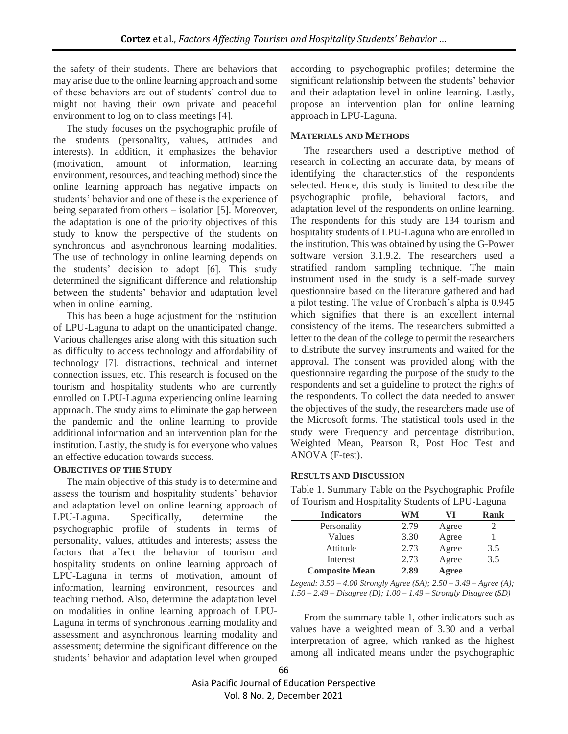the safety of their students. There are behaviors that may arise due to the online learning approach and some of these behaviors are out of students' control due to might not having their own private and peaceful environment to log on to class meetings [4].

The study focuses on the psychographic profile of the students (personality, values, attitudes and interests). In addition, it emphasizes the behavior (motivation, amount of information, learning environment, resources, and teaching method) since the online learning approach has negative impacts on students' behavior and one of these is the experience of being separated from others – isolation [5]. Moreover, the adaptation is one of the priority objectives of this study to know the perspective of the students on synchronous and asynchronous learning modalities. The use of technology in online learning depends on the students' decision to adopt [6]. This study determined the significant difference and relationship between the students' behavior and adaptation level when in online learning.

This has been a huge adjustment for the institution of LPU-Laguna to adapt on the unanticipated change. Various challenges arise along with this situation such as difficulty to access technology and affordability of technology [7], distractions, technical and internet connection issues, etc. This research is focused on the tourism and hospitality students who are currently enrolled on LPU-Laguna experiencing online learning approach. The study aims to eliminate the gap between the pandemic and the online learning to provide additional information and an intervention plan for the institution. Lastly, the study is for everyone who values an effective education towards success.

## OBJECTIVES OF THE STUDY

The main objective of this study is to determine and assess the tourism and hospitality students' behavior and adaptation level on online learning approach of LPU-Laguna. Specifically, determine the psychographic profile of students in terms of personality, values, attitudes and interests; assess the factors that affect the behavior of tourism and hospitality students on online learning approach of LPU-Laguna in terms of motivation, amount of information, learning environment, resources and teaching method. Also, determine the adaptation level on modalities in online learning approach of LPU-Laguna in terms of synchronous learning modality and assessment and asynchronous learning modality and assessment; determine the significant difference on the students' behavior and adaptation level when grouped according to psychographic profiles; determine the significant relationship between the students' behavior and their adaptation level in online learning. Lastly, propose an intervention plan for online learning approach in LPU-Laguna.

## MATERIALS AND METHODS

The researchers used a descriptive method of research in collecting an accurate data, by means of identifying the characteristics of the respondents selected. Hence, this study is limited to describe the psychographic profile, behavioral factors, and adaptation level of the respondents on online learning. The respondents for this study are 134 tourism and hospitality students of LPU-Laguna who are enrolled in the institution. This was obtained by using the G-Power software version 3.1.9.2. The researchers used a stratified random sampling technique. The main instrument used in the study is a self-made survey questionnaire based on the literature gathered and had a pilot testing. The value of Cronbach's alpha is 0.945 which signifies that there is an excellent internal consistency of the items. The researchers submitted a letter to the dean of the college to permit the researchers to distribute the survey instruments and waited for the approval. The consent was provided along with the questionnaire regarding the purpose of the study to the respondents and set a guideline to protect the rights of the respondents. To collect the data needed to answer the objectives of the study, the researchers made use of the Microsoft forms. The statistical tools used in the study were Frequency and percentage distribution, Weighted Mean, Pearson R, Post Hoc Test and ANOVA (F-test).

## RESULTS AND DISCUSSION

Table 1. Summary Table on the Psychographic Profile of Tourism and Hospitality Students of LPU-Laguna

| Indicators | WM | VI | Rank |
|---|---|---|---|
| Personality | 2.79 | Agree | 2 |
| Values | 3.30 | Agree | 1 |
| Attitude | 2.73 | Agree | 3.5 |
| Interest | 2.73 | Agree | 3.5 |
| **Composite Mean** | **2.89** | **Agree** | |

*Legend: 3.50 – 4.00 Strongly Agree (SA); 2.50 – 3.49 – Agree (A); 1.50 – 2.49 – Disagree (D); 1.00 – 1.49 – Strongly Disagree (SD)*

From the summary table 1, other indicators such as values have a weighted mean of 3.30 and a verbal interpretation of agree, which ranked as the highest among all indicated means under the psychographic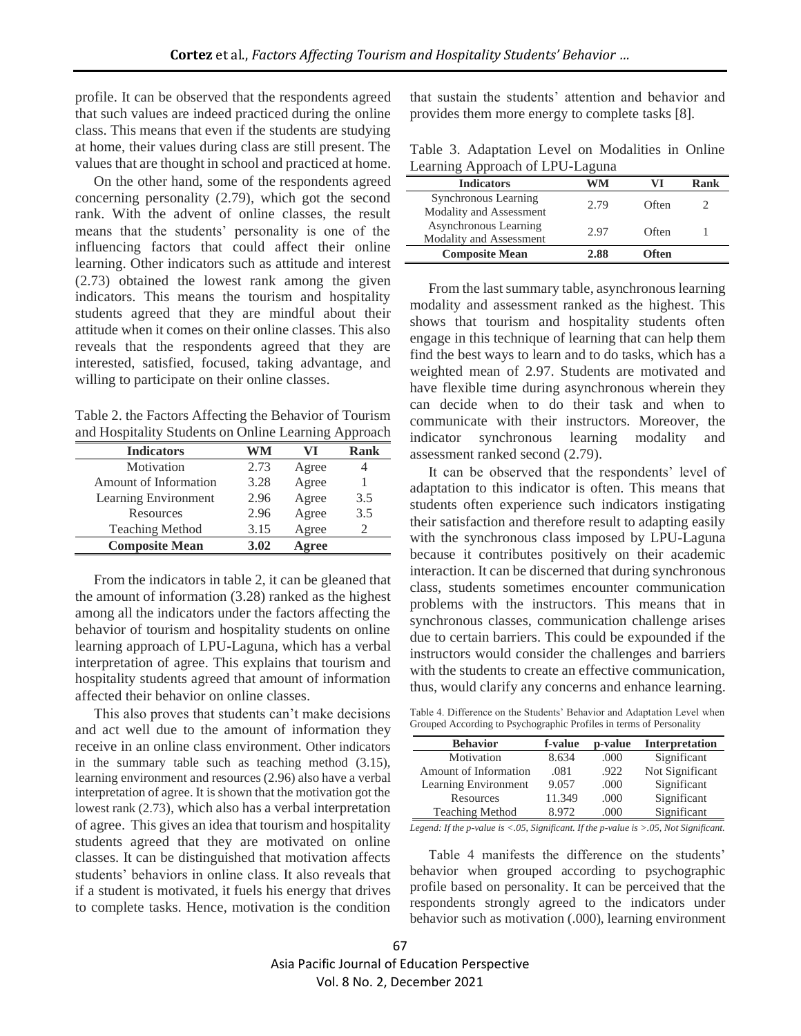profile. It can be observed that the respondents agreed that such values are indeed practiced during the online class. This means that even if the students are studying at home, their values during class are still present. The values that are thought in school and practiced at home.

On the other hand, some of the respondents agreed concerning personality (2.79), which got the second rank. With the advent of online classes, the result means that the students' personality is one of the influencing factors that could affect their online learning. Other indicators such as attitude and interest (2.73) obtained the lowest rank among the given indicators. This means the tourism and hospitality students agreed that they are mindful about their attitude when it comes on their online classes. This also reveals that the respondents agreed that they are interested, satisfied, focused, taking advantage, and willing to participate on their online classes.

Table 2. the Factors Affecting the Behavior of Tourism and Hospitality Students on Online Learning Approach

| Indicators | WM | VI | Rank |
|---|---|---|---|
| Motivation | 2.73 | Agree | 4 |
| Amount of Information | 3.28 | Agree | 1 |
| Learning Environment | 2.96 | Agree | 3.5 |
| Resources | 2.96 | Agree | 3.5 |
| Teaching Method | 3.15 | Agree | 2 |
| **Composite Mean** | **3.02** | **Agree** | |

From the indicators in table 2, it can be gleaned that the amount of information (3.28) ranked as the highest among all the indicators under the factors affecting the behavior of tourism and hospitality students on online learning approach of LPU-Laguna, which has a verbal interpretation of agree. This explains that tourism and hospitality students agreed that amount of information affected their behavior on online classes.

This also proves that students can't make decisions and act well due to the amount of information they receive in an online class environment. Other indicators in the summary table such as teaching method (3.15), learning environment and resources (2.96) also have a verbal interpretation of agree. It is shown that the motivation got the lowest rank (2.73), which also has a verbal interpretation of agree. This gives an idea that tourism and hospitality students agreed that they are motivated on online classes. It can be distinguished that motivation affects students' behaviors in online class. It also reveals that if a student is motivated, it fuels his energy that drives to complete tasks. Hence, motivation is the condition that sustain the students' attention and behavior and provides them more energy to complete tasks [8].

Table 3. Adaptation Level on Modalities in Online Learning Approach of LPU-Laguna

| Indicators | WM | VI | Rank |
|---|---|---|---|
| Synchronous Learning Modality and Assessment | 2.79 | Often | 2 |
| Asynchronous Learning Modality and Assessment | 2.97 | Often | 1 |
| **Composite Mean** | **2.88** | **Often** | |

From the last summary table, asynchronous learning modality and assessment ranked as the highest. This shows that tourism and hospitality students often engage in this technique of learning that can help them find the best ways to learn and to do tasks, which has a weighted mean of 2.97. Students are motivated and have flexible time during asynchronous wherein they can decide when to do their task and when to communicate with their instructors. Moreover, the indicator synchronous learning modality and assessment ranked second (2.79).

It can be observed that the respondents' level of adaptation to this indicator is often. This means that students often experience such indicators instigating their satisfaction and therefore result to adapting easily with the synchronous class imposed by LPU-Laguna because it contributes positively on their academic interaction. It can be discerned that during synchronous class, students sometimes encounter communication problems with the instructors. This means that in synchronous classes, communication challenge arises due to certain barriers. This could be expounded if the instructors would consider the challenges and barriers with the students to create an effective communication, thus, would clarify any concerns and enhance learning.

Table 4. Difference on the Students' Behavior and Adaptation Level when Grouped According to Psychographic Profiles in terms of Personality

| Behavior | f-value | p-value | Interpretation |
|---|---|---|---|
| Motivation | 8.634 | .000 | Significant |
| Amount of Information | .081 | .922 | Not Significant |
| Learning Environment | 9.057 | .000 | Significant |
| Resources | 11.349 | .000 | Significant |
| Teaching Method | 8.972 | .000 | Significant |

*Legend: If the p-value is <.05, Significant. If the p-value is >.05, Not Significant.*

Table 4 manifests the difference on the students' behavior when grouped according to psychographic profile based on personality. It can be perceived that the respondents strongly agreed to the indicators under behavior such as motivation (.000), learning environment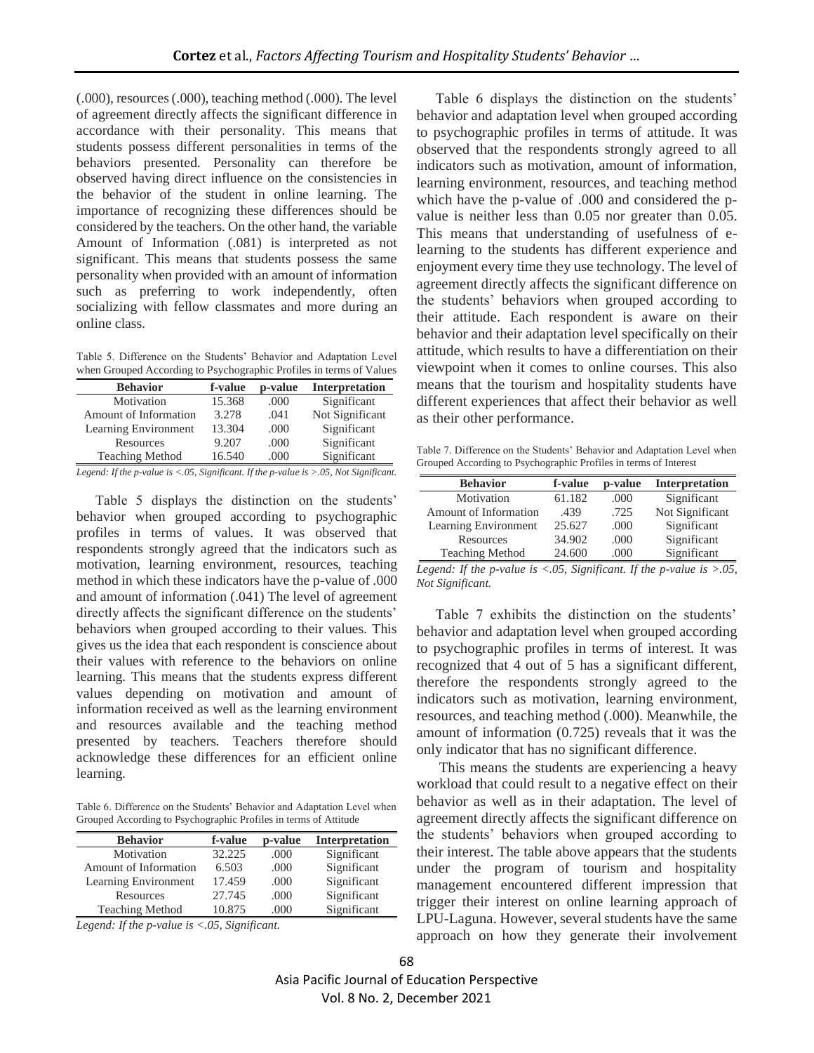(.000), resources (.000), teaching method (.000). The level of agreement directly affects the significant difference in accordance with their personality. This means that students possess different personalities in terms of the behaviors presented. Personality can therefore be observed having direct influence on the consistencies in the behavior of the student in online learning. The importance of recognizing these differences should be considered by the teachers. On the other hand, the variable Amount of Information (.081) is interpreted as not significant. This means that students possess the same personality when provided with an amount of information such as preferring to work independently, often socializing with fellow classmates and more during an online class.

Table 5. Difference on the Students' Behavior and Adaptation Level when Grouped According to Psychographic Profiles in terms of Values

| Behavior | f-value | p-value | Interpretation |
|---|---|---|---|
| Motivation | 15.368 | .000 | Significant |
| Amount of Information | 3.278 | .041 | Not Significant |
| Learning Environment | 13.304 | .000 | Significant |
| Resources | 9.207 | .000 | Significant |
| Teaching Method | 16.540 | .000 | Significant |

*Legend: If the p-value is <.05, Significant. If the p-value is >.05, Not Significant.*

Table 5 displays the distinction on the students' behavior when grouped according to psychographic profiles in terms of values. It was observed that respondents strongly agreed that the indicators such as motivation, learning environment, resources, teaching method in which these indicators have the p-value of .000 and amount of information (.041) The level of agreement directly affects the significant difference on the students' behaviors when grouped according to their values. This gives us the idea that each respondent is conscience about their values with reference to the behaviors on online learning. This means that the students express different values depending on motivation and amount of information received as well as the learning environment and resources available and the teaching method presented by teachers. Teachers therefore should acknowledge these differences for an efficient online learning.

Table 6. Difference on the Students' Behavior and Adaptation Level when Grouped According to Psychographic Profiles in terms of Attitude

| Behavior | f-value | p-value | Interpretation |
|---|---|---|---|
| Motivation | 32.225 | .000 | Significant |
| Amount of Information | 6.503 | .000 | Significant |
| Learning Environment | 17.459 | .000 | Significant |
| Resources | 27.745 | .000 | Significant |
| Teaching Method | 10.875 | .000 | Significant |

*Legend: If the p-value is <.05, Significant.*

Table 6 displays the distinction on the students' behavior and adaptation level when grouped according to psychographic profiles in terms of attitude. It was observed that the respondents strongly agreed to all indicators such as motivation, amount of information, learning environment, resources, and teaching method which have the p-value of .000 and considered the p-value is neither less than 0.05 nor greater than 0.05. This means that understanding of usefulness of e-learning to the students has different experience and enjoyment every time they use technology. The level of agreement directly affects the significant difference on the students' behaviors when grouped according to their attitude. Each respondent is aware on their behavior and their adaptation level specifically on their attitude, which results to have a differentiation on their viewpoint when it comes to online courses. This also means that the tourism and hospitality students have different experiences that affect their behavior as well as their other performance.

Table 7. Difference on the Students' Behavior and Adaptation Level when Grouped According to Psychographic Profiles in terms of Interest

| Behavior | f-value | p-value | Interpretation |
|---|---|---|---|
| Motivation | 61.182 | .000 | Significant |
| Amount of Information | .439 | .725 | Not Significant |
| Learning Environment | 25.627 | .000 | Significant |
| Resources | 34.902 | .000 | Significant |
| Teaching Method | 24.600 | .000 | Significant |

*Legend: If the p-value is <.05, Significant. If the p-value is >.05, Not Significant.*

Table 7 exhibits the distinction on the students' behavior and adaptation level when grouped according to psychographic profiles in terms of interest. It was recognized that 4 out of 5 has a significant different, therefore the respondents strongly agreed to the indicators such as motivation, learning environment, resources, and teaching method (.000). Meanwhile, the amount of information (0.725) reveals that it was the only indicator that has no significant difference.

This means the students are experiencing a heavy workload that could result to a negative effect on their behavior as well as in their adaptation. The level of agreement directly affects the significant difference on the students' behaviors when grouped according to their interest. The table above appears that the students under the program of tourism and hospitality management encountered different impression that trigger their interest on online learning approach of LPU-Laguna. However, several students have the same approach on how they generate their involvement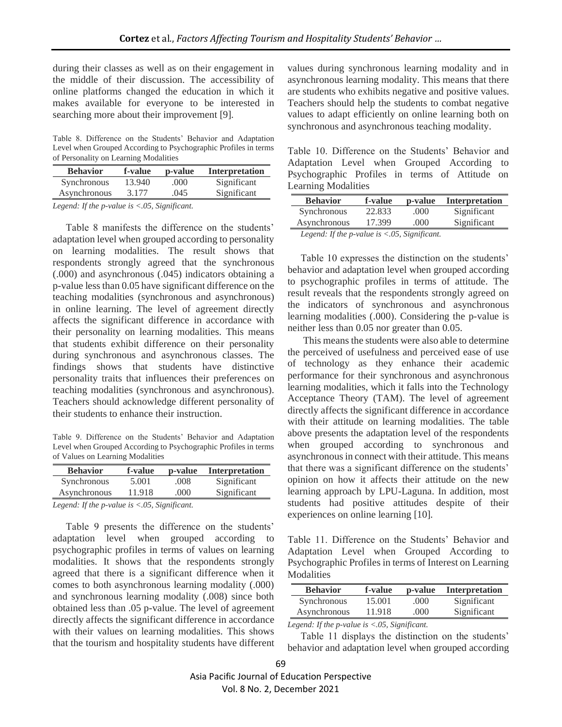during their classes as well as on their engagement in the middle of their discussion. The accessibility of online platforms changed the education in which it makes available for everyone to be interested in searching more about their improvement [9].

Table 8. Difference on the Students' Behavior and Adaptation Level when Grouped According to Psychographic Profiles in terms of Personality on Learning Modalities

| Behavior | f-value | p-value | Interpretation |
|---|---|---|---|
| Synchronous | 13.940 | .000 | Significant |
| Asynchronous | 3.177 | .045 | Significant |

*Legend: If the p-value is <.05, Significant.*

Table 8 manifests the difference on the students' adaptation level when grouped according to personality on learning modalities. The result shows that respondents strongly agreed that the synchronous (.000) and asynchronous (.045) indicators obtaining a p-value less than 0.05 have significant difference on the teaching modalities (synchronous and asynchronous) in online learning. The level of agreement directly affects the significant difference in accordance with their personality on learning modalities. This means that students exhibit difference on their personality during synchronous and asynchronous classes. The findings shows that students have distinctive personality traits that influences their preferences on teaching modalities (synchronous and asynchronous). Teachers should acknowledge different personality of their students to enhance their instruction.

Table 9. Difference on the Students' Behavior and Adaptation Level when Grouped According to Psychographic Profiles in terms of Values on Learning Modalities

| Behavior | f-value | p-value | Interpretation |
|---|---|---|---|
| Synchronous | 5.001 | .008 | Significant |
| Asynchronous | 11.918 | .000 | Significant |

*Legend: If the p-value is <.05, Significant.*

Table 9 presents the difference on the students' adaptation level when grouped according to psychographic profiles in terms of values on learning modalities. It shows that the respondents strongly agreed that there is a significant difference when it comes to both asynchronous learning modality (.000) and synchronous learning modality (.008) since both obtained less than .05 p-value. The level of agreement directly affects the significant difference in accordance with their values on learning modalities. This shows that the tourism and hospitality students have different values during synchronous learning modality and in asynchronous learning modality. This means that there are students who exhibits negative and positive values. Teachers should help the students to combat negative values to adapt efficiently on online learning both on synchronous and asynchronous teaching modality.

Table 10. Difference on the Students' Behavior and Adaptation Level when Grouped According to Psychographic Profiles in terms of Attitude on Learning Modalities

| Behavior | f-value | p-value | Interpretation |
|---|---|---|---|
| Synchronous | 22.833 | .000 | Significant |
| Asynchronous | 17.399 | .000 | Significant |

*Legend: If the p-value is <.05, Significant.*

Table 10 expresses the distinction on the students' behavior and adaptation level when grouped according to psychographic profiles in terms of attitude. The result reveals that the respondents strongly agreed on the indicators of synchronous and asynchronous learning modalities (.000). Considering the p-value is neither less than 0.05 nor greater than 0.05.

This means the students were also able to determine the perceived of usefulness and perceived ease of use of technology as they enhance their academic performance for their synchronous and asynchronous learning modalities, which it falls into the Technology Acceptance Theory (TAM). The level of agreement directly affects the significant difference in accordance with their attitude on learning modalities. The table above presents the adaptation level of the respondents when grouped according to synchronous and asynchronous in connect with their attitude. This means that there was a significant difference on the students' opinion on how it affects their attitude on the new learning approach by LPU-Laguna. In addition, most students had positive attitudes despite of their experiences on online learning [10].

Table 11. Difference on the Students' Behavior and Adaptation Level when Grouped According to Psychographic Profiles in terms of Interest on Learning Modalities

| Behavior | f-value | p-value | Interpretation |
|---|---|---|---|
| Synchronous | 15.001 | .000 | Significant |
| Asynchronous | 11.918 | .000 | Significant |

*Legend: If the p-value is <.05, Significant.*

Table 11 displays the distinction on the students' behavior and adaptation level when grouped according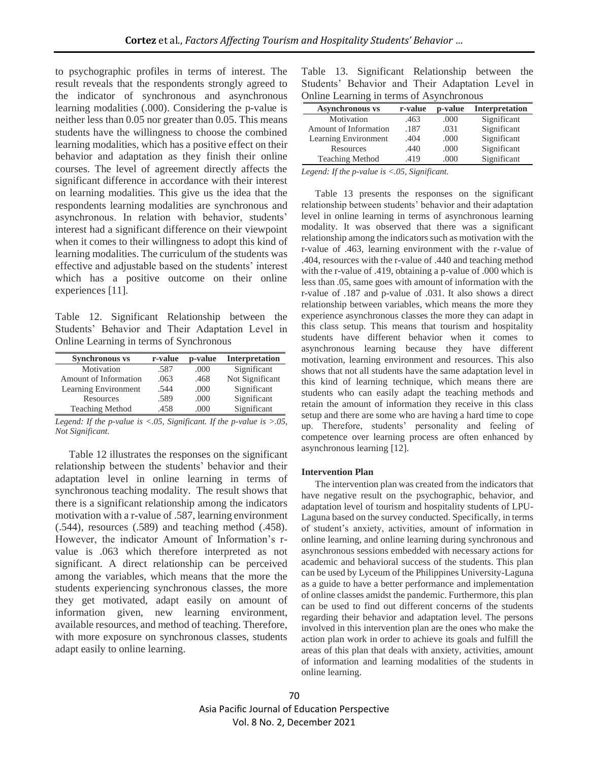to psychographic profiles in terms of interest. The result reveals that the respondents strongly agreed to the indicator of synchronous and asynchronous learning modalities (.000). Considering the p-value is neither less than 0.05 nor greater than 0.05. This means students have the willingness to choose the combined learning modalities, which has a positive effect on their behavior and adaptation as they finish their online courses. The level of agreement directly affects the significant difference in accordance with their interest on learning modalities. This give us the idea that the respondents learning modalities are synchronous and asynchronous. In relation with behavior, students' interest had a significant difference on their viewpoint when it comes to their willingness to adopt this kind of learning modalities. The curriculum of the students was effective and adjustable based on the students' interest which has a positive outcome on their online experiences [11].

Table 12. Significant Relationship between the Students' Behavior and Their Adaptation Level in Online Learning in terms of Synchronous

| Synchronous vs | r-value | p-value | Interpretation |
|---|---|---|---|
| Motivation | .587 | .000 | Significant |
| Amount of Information | .063 | .468 | Not Significant |
| Learning Environment | .544 | .000 | Significant |
| Resources | .589 | .000 | Significant |
| Teaching Method | .458 | .000 | Significant |

*Legend: If the p-value is <.05, Significant. If the p-value is >.05, Not Significant.*

Table 12 illustrates the responses on the significant relationship between the students' behavior and their adaptation level in online learning in terms of synchronous teaching modality. The result shows that there is a significant relationship among the indicators motivation with a r-value of .587, learning environment (.544), resources (.589) and teaching method (.458). However, the indicator Amount of Information's r-value is .063 which therefore interpreted as not significant. A direct relationship can be perceived among the variables, which means that the more the students experiencing synchronous classes, the more they get motivated, adapt easily on amount of information given, new learning environment, available resources, and method of teaching. Therefore, with more exposure on synchronous classes, students adapt easily to online learning.

Table 13. Significant Relationship between the Students' Behavior and Their Adaptation Level in Online Learning in terms of Asynchronous

| Asynchronous vs | r-value | p-value | Interpretation |
|---|---|---|---|
| Motivation | .463 | .000 | Significant |
| Amount of Information | .187 | .031 | Significant |
| Learning Environment | .404 | .000 | Significant |
| Resources | .440 | .000 | Significant |
| Teaching Method | .419 | .000 | Significant |

*Legend: If the p-value is <.05, Significant.*

Table 13 presents the responses on the significant relationship between students' behavior and their adaptation level in online learning in terms of asynchronous learning modality. It was observed that there was a significant relationship among the indicators such as motivation with the r-value of .463, learning environment with the r-value of .404, resources with the r-value of .440 and teaching method with the r-value of .419, obtaining a p-value of .000 which is less than .05, same goes with amount of information with the r-value of .187 and p-value of .031. It also shows a direct relationship between variables, which means the more they experience asynchronous classes the more they can adapt in this class setup. This means that tourism and hospitality students have different behavior when it comes to asynchronous learning because they have different motivation, learning environment and resources. This also shows that not all students have the same adaptation level in this kind of learning technique, which means there are students who can easily adapt the teaching methods and retain the amount of information they receive in this class setup and there are some who are having a hard time to cope up. Therefore, students' personality and feeling of competence over learning process are often enhanced by asynchronous learning [12].

**Intervention Plan**

The intervention plan was created from the indicators that have negative result on the psychographic, behavior, and adaptation level of tourism and hospitality students of LPU-Laguna based on the survey conducted. Specifically, in terms of student's anxiety, activities, amount of information in online learning, and online learning during synchronous and asynchronous sessions embedded with necessary actions for academic and behavioral success of the students. This plan can be used by Lyceum of the Philippines University-Laguna as a guide to have a better performance and implementation of online classes amidst the pandemic. Furthermore, this plan can be used to find out different concerns of the students regarding their behavior and adaptation level. The persons involved in this intervention plan are the ones who make the action plan work in order to achieve its goals and fulfill the areas of this plan that deals with anxiety, activities, amount of information and learning modalities of the students in online learning.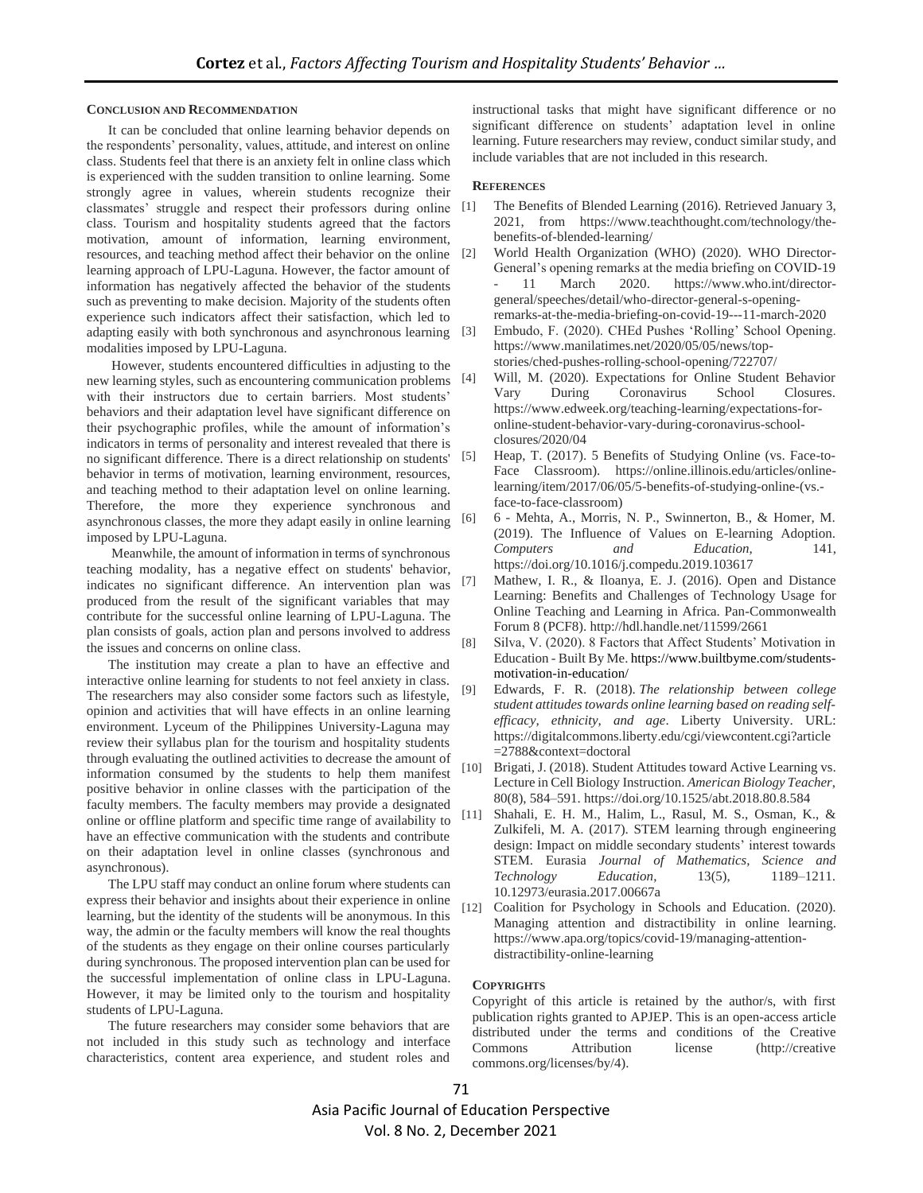## Conclusion and Recommendation

It can be concluded that online learning behavior depends on the respondents' personality, values, attitude, and interest on online class. Students feel that there is an anxiety felt in online class which is experienced with the sudden transition to online learning. Some strongly agree in values, wherein students recognize their classmates' struggle and respect their professors during online class. Tourism and hospitality students agreed that the factors motivation, amount of information, learning environment, resources, and teaching method affect their behavior on the online learning approach of LPU-Laguna. However, the factor amount of information has negatively affected the behavior of the students such as preventing to make decision. Majority of the students often experience such indicators affect their satisfaction, which led to adapting easily with both synchronous and asynchronous learning modalities imposed by LPU-Laguna.

However, students encountered difficulties in adjusting to the new learning styles, such as encountering communication problems with their instructors due to certain barriers. Most students' behaviors and their adaptation level have significant difference on their psychographic profiles, while the amount of information's indicators in terms of personality and interest revealed that there is no significant difference. There is a direct relationship on students' behavior in terms of motivation, learning environment, resources, and teaching method to their adaptation level on online learning. Therefore, the more they experience synchronous and asynchronous classes, the more they adapt easily in online learning imposed by LPU-Laguna.

Meanwhile, the amount of information in terms of synchronous teaching modality, has a negative effect on students' behavior, indicates no significant difference. An intervention plan was produced from the result of the significant variables that may contribute for the successful online learning of LPU-Laguna. The plan consists of goals, action plan and persons involved to address the issues and concerns on online class.

The institution may create a plan to have an effective and interactive online learning for students to not feel anxiety in class. The researchers may also consider some factors such as lifestyle, opinion and activities that will have effects in an online learning environment. Lyceum of the Philippines University-Laguna may review their syllabus plan for the tourism and hospitality students through evaluating the outlined activities to decrease the amount of information consumed by the students to help them manifest positive behavior in online classes with the participation of the faculty members. The faculty members may provide a designated online or offline platform and specific time range of availability to have an effective communication with the students and contribute on their adaptation level in online classes (synchronous and asynchronous).

The LPU staff may conduct an online forum where students can express their behavior and insights about their experience in online learning, but the identity of the students will be anonymous. In this way, the admin or the faculty members will know the real thoughts of the students as they engage on their online courses particularly during synchronous. The proposed intervention plan can be used for the successful implementation of online class in LPU-Laguna. However, it may be limited only to the tourism and hospitality students of LPU-Laguna.

The future researchers may consider some behaviors that are not included in this study such as technology and interface characteristics, content area experience, and student roles and instructional tasks that might have significant difference or no significant difference on students' adaptation level in online learning. Future researchers may review, conduct similar study, and include variables that are not included in this research.

## References

[1] The Benefits of Blended Learning (2016). Retrieved January 3, 2021, from https://www.teachthought.com/technology/the-benefits-of-blended-learning/

[2] World Health Organization (WHO) (2020). WHO Director-General's opening remarks at the media briefing on COVID-19 - 11 March 2020. https://www.who.int/director-general/speeches/detail/who-director-general-s-opening-remarks-at-the-media-briefing-on-covid-19---11-march-2020

[3] Embudo, F. (2020). CHEd Pushes 'Rolling' School Opening. https://www.manilatimes.net/2020/05/05/news/top-stories/ched-pushes-rolling-school-opening/722707/

[4] Will, M. (2020). Expectations for Online Student Behavior Vary During Coronavirus School Closures. https://www.edweek.org/teaching-learning/expectations-for-online-student-behavior-vary-during-coronavirus-school-closures/2020/04

[5] Heap, T. (2017). 5 Benefits of Studying Online (vs. Face-to-Face Classroom). https://online.illinois.edu/articles/online-learning/item/2017/06/05/5-benefits-of-studying-online-(vs.-face-to-face-classroom)

[6] 6 - Mehta, A., Morris, N. P., Swinnerton, B., & Homer, M. (2019). The Influence of Values on E-learning Adoption. *Computers and Education*, 141, https://doi.org/10.1016/j.compedu.2019.103617

[7] Mathew, I. R., & Iloanya, E. J. (2016). Open and Distance Learning: Benefits and Challenges of Technology Usage for Online Teaching and Learning in Africa. Pan-Commonwealth Forum 8 (PCF8). http://hdl.handle.net/11599/2661

[8] Silva, V. (2020). 8 Factors that Affect Students' Motivation in Education - Built By Me. https://www.builtbyme.com/students-motivation-in-education/

[9] Edwards, F. R. (2018). *The relationship between college student attitudes towards online learning based on reading self-efficacy, ethnicity, and age*. Liberty University. URL: https://digitalcommons.liberty.edu/cgi/viewcontent.cgi?article=2788&context=doctoral

[10] Brigati, J. (2018). Student Attitudes toward Active Learning vs. Lecture in Cell Biology Instruction. *American Biology Teacher*, 80(8), 584–591. https://doi.org/10.1525/abt.2018.80.8.584

[11] Shahali, E. H. M., Halim, L., Rasul, M. S., Osman, K., & Zulkifeli, M. A. (2017). STEM learning through engineering design: Impact on middle secondary students' interest towards STEM. Eurasia *Journal of Mathematics, Science and Technology Education*, 13(5), 1189–1211. 10.12973/eurasia.2017.00667a

[12] Coalition for Psychology in Schools and Education. (2020). Managing attention and distractibility in online learning. https://www.apa.org/topics/covid-19/managing-attention-distractibility-online-learning

## Copyrights

Copyright of this article is retained by the author/s, with first publication rights granted to APJEP. This is an open-access article distributed under the terms and conditions of the Creative Commons Attribution license (http://creative commons.org/licenses/by/4).